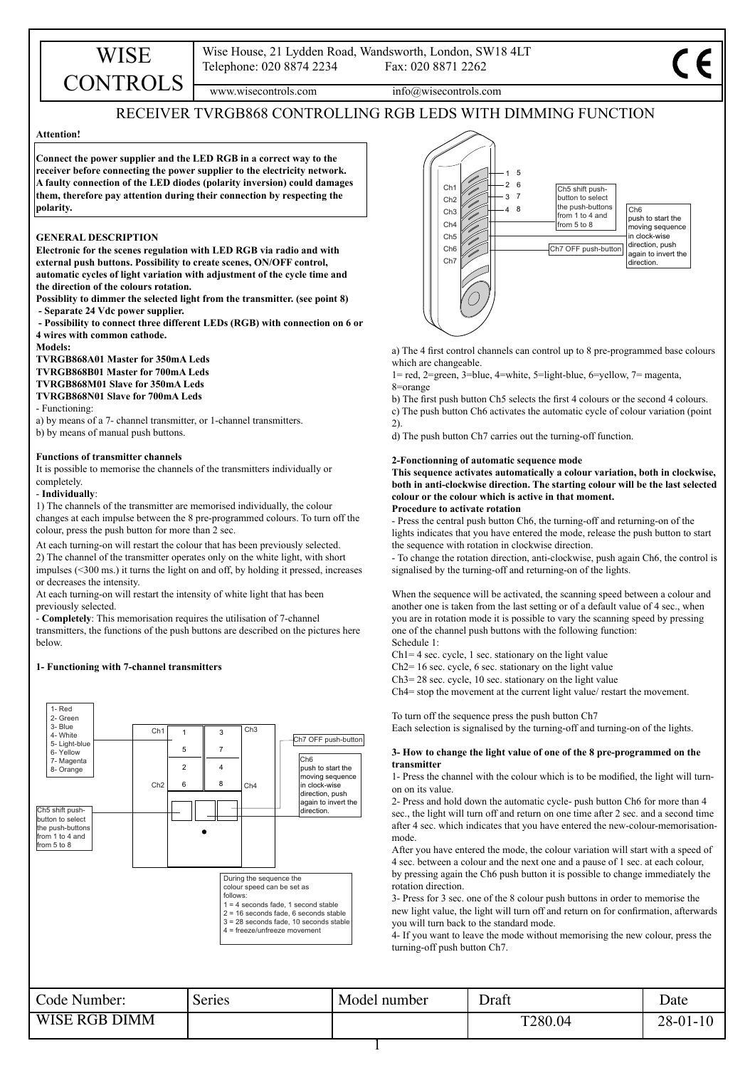# WISE CONTROLS

Wise House, 21 Lydden Road, Wandsworth, London, SW18 4LT
Telephone: 020 8874 2234 Fax: 020 8871 2262
www.wisecontrols.com info@wisecontrols.com

## RECEIVER TVRGB868 CONTROLLING RGB LEDS WITH DIMMING FUNCTION

**Attention!**

**Connect the power supplier and the LED RGB in a correct way to the receiver before connecting the power supplier to the electricity network. A faulty connection of the LED diodes (polarity inversion) could damages them, therefore pay attention during their connection by respecting the polarity.**

### GENERAL DESCRIPTION

**Electronic for the scenes regulation with LED RGB via radio and with external push buttons. Possibility to create scenes, ON/OFF control, automatic cycles of light variation with adjustment of the cycle time and the direction of the colours rotation.**
**Possiblity to dimmer the selected light from the transmitter. (see point 8)**
**- Separate 24 Vdc power supplier.**
**- Possibility to connect three different LEDs (RGB) with connection on 6 or 4 wires with common cathode.**
**Models:**
**TVRGB868A01 Master for 350mA Leds**
**TVRGB868B01 Master for 700mA Leds**
**TVRGB868M01 Slave for 350mA Leds**
**TVRGB868N01 Slave for 700mA Leds**

- Functioning:

a) by means of a 7- channel transmitter, or 1-channel transmitters.
b) by means of manual push buttons.

### Functions of transmitter channels

It is possible to memorise the channels of the transmitters individually or completely.

- **Individually**:

1) The channels of the transmitter are memorised individually, the colour changes at each impulse between the 8 pre-programmed colours. To turn off the colour, press the push button for more than 2 sec.
At each turning-on will restart the colour that has been previously selected.
2) The channel of the transmitter operates only on the white light, with short impulses (<300 ms.) it turns the light on and off, by holding it pressed, increases or decreases the intensity.
At each turning-on will restart the intensity of white light that has been previously selected.

- **Completely**: This memorisation requires the utilisation of 7-channel transmitters, the functions of the push buttons are described on the pictures here below.

### 1- Functioning with 7-channel transmitters

1- Red
2- Green
3- Blue
4- White
5- Light-blue
6- Yellow
7- Magenta
8- Orange

Ch5 shift push-button to select the push-buttons from 1 to 4 and from 5 to 8

Ch7 OFF push-button

Ch6 push to start the moving sequence in clock-wise direction, push again to invert the direction.

During the sequence the colour speed can be set as follows:
1 = 4 seconds fade, 1 second stable
2 = 16 seconds fade, 6 seconds stable
3 = 28 seconds fade, 10 seconds stable
4 = freeze/unfreeze movement

a) The 4 first control channels can control up to 8 pre-programmed base colours which are changeable.
1= red, 2=green, 3=blue, 4=white, 5=light-blue, 6=yellow, 7= magenta, 8=orange
b) The first push button Ch5 selects the first 4 colours or the second 4 colours.
c) The push button Ch6 activates the automatic cycle of colour variation (point 2).
d) The push button Ch7 carries out the turning-off function.

### 2-Fonctionning of automatic sequence mode

**This sequence activates automatically a colour variation, both in clockwise, both in anti-clockwise direction. The starting colour will be the last selected colour or the colour which is active in that moment.**
**Procedure to activate rotation**

- Press the central push button Ch6, the turning-off and returning-on of the lights indicates that you have entered the mode, release the push button to start the sequence with rotation in clockwise direction.
- To change the rotation direction, anti-clockwise, push again Ch6, the control is signalised by the turning-off and returning-on of the lights.

When the sequence will be activated, the scanning speed between a colour and another one is taken from the last setting or of a default value of 4 sec., when you are in rotation mode it is possible to vary the scanning speed by pressing one of the channel push buttons with the following function:
Schedule 1:
Ch1= 4 sec. cycle, 1 sec. stationary on the light value
Ch2= 16 sec. cycle, 6 sec. stationary on the light value
Ch3= 28 sec. cycle, 10 sec. stationary on the light value
Ch4= stop the movement at the current light value/ restart the movement.

To turn off the sequence press the push button Ch7
Each selection is signalised by the turning-off and turning-on of the lights.

### 3- How to change the light value of one of the 8 pre-programmed on the transmitter

1- Press the channel with the colour which is to be modified, the light will turn-on on its value.
2- Press and hold down the automatic cycle- push button Ch6 for more than 4 sec., the light will turn off and return on one time after 2 sec. and a second time after 4 sec. which indicates that you have entered the new-colour-memorisation-mode.
After you have entered the mode, the colour variation will start with a speed of 4 sec. between a colour and the next one and a pause of 1 sec. at each colour, by pressing again the Ch6 push button it is possible to change immediately the rotation direction.
3- Press for 3 sec. one of the 8 colour push buttons in order to memorise the new light value, the light will turn off and return on for confirmation, afterwards you will turn back to the standard mode.
4- If you want to leave the mode without memorising the new colour, press the turning-off push button Ch7.

| Code Number: | Series | Model number | Draft | Date |
|---|---|---|---|---|
| WISE RGB DIMM | | | T280.04 | 28-01-10 |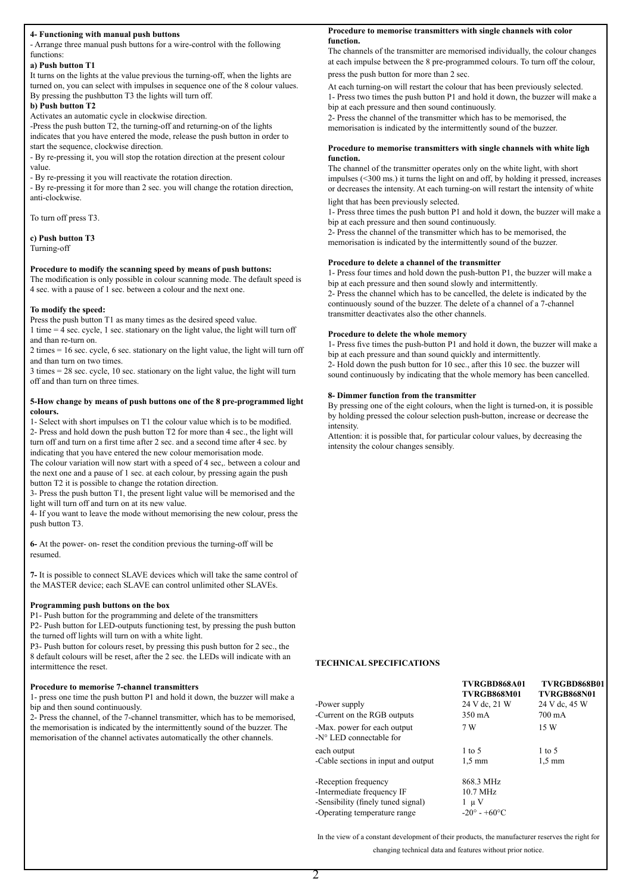**4- Functioning with manual push buttons**

- Arrange three manual push buttons for a wire-control with the following functions:

**a) Push button T1**

It turns on the lights at the value previous the turning-off, when the lights are turned on, you can select with impulses in sequence one of the 8 colour values. By pressing the pushbutton T3 the lights will turn off.

**b) Push button T2**

Activates an automatic cycle in clockwise direction.

-Press the push button T2, the turning-off and returning-on of the lights indicates that you have entered the mode, release the push button in order to start the sequence, clockwise direction.

- By re-pressing it, you will stop the rotation direction at the present colour value.
- By re-pressing it you will reactivate the rotation direction.
- By re-pressing it for more than 2 sec. you will change the rotation direction, anti-clockwise.

To turn off press T3.

**c) Push button T3**

Turning-off

**Procedure to modify the scanning speed by means of push buttons:**

The modification is only possible in colour scanning mode. The default speed is 4 sec. with a pause of 1 sec. between a colour and the next one.

**To modify the speed:**

Press the push button T1 as many times as the desired speed value.

1 time = 4 sec. cycle, 1 sec. stationary on the light value, the light will turn off and than re-turn on.

2 times = 16 sec. cycle, 6 sec. stationary on the light value, the light will turn off and than turn on two times.

3 times = 28 sec. cycle, 10 sec. stationary on the light value, the light will turn off and than turn on three times.

**5-How change by means of push buttons one of the 8 pre-programmed light colours.**

1- Select with short impulses on T1 the colour value which is to be modified.

2- Press and hold down the push button T2 for more than 4 sec., the light will turn off and turn on a first time after 2 sec. and a second time after 4 sec. by indicating that you have entered the new colour memorisation mode.

The colour variation will now start with a speed of 4 sec,. between a colour and the next one and a pause of 1 sec. at each colour, by pressing again the push button T2 it is possible to change the rotation direction.

3- Press the push button T1, the present light value will be memorised and the light will turn off and turn on at its new value.

4- If you want to leave the mode without memorising the new colour, press the push button T3.

**6-** At the power- on- reset the condition previous the turning-off will be resumed.

**7-** It is possible to connect SLAVE devices which will take the same control of the MASTER device; each SLAVE can control unlimited other SLAVEs.

**Programming push buttons on the box**

P1- Push button for the programming and delete of the transmitters

P2- Push button for LED-outputs functioning test, by pressing the push button the turned off lights will turn on with a white light.

P3- Push button for colours reset, by pressing this push button for 2 sec., the 8 default colours will be reset, after the 2 sec. the LEDs will indicate with an intermittence the reset.

**Procedure to memorise 7-channel transmitters**

1- press one time the push button P1 and hold it down, the buzzer will make a bip and then sound continuously.

2- Press the channel, of the 7-channel transmitter, which has to be memorised, the memorisation is indicated by the intermittently sound of the buzzer. The memorisation of the channel activates automatically the other channels.

**Procedure to memorise transmitters with single channels with color function.**

The channels of the transmitter are memorised individually, the colour changes at each impulse between the 8 pre-programmed colours. To turn off the colour, press the push button for more than 2 sec.

At each turning-on will restart the colour that has been previously selected.

1- Press two times the push button P1 and hold it down, the buzzer will make a bip at each pressure and then sound continuously.

2- Press the channel of the transmitter which has to be memorised, the memorisation is indicated by the intermittently sound of the buzzer.

**Procedure to memorise transmitters with single channels with white ligh function.**

The channel of the transmitter operates only on the white light, with short impulses (<300 ms.) it turns the light on and off, by holding it pressed, increases or decreases the intensity. At each turning-on will restart the intensity of white light that has been previously selected.

1- Press three times the push button P1 and hold it down, the buzzer will make a bip at each pressure and then sound continuously.

2- Press the channel of the transmitter which has to be memorised, the memorisation is indicated by the intermittently sound of the buzzer.

**Procedure to delete a channel of the transmitter**

1- Press four times and hold down the push-button P1, the buzzer will make a bip at each pressure and then sound slowly and intermittently.

2- Press the channel which has to be cancelled, the delete is indicated by the continuously sound of the buzzer. The delete of a channel of a 7-channel transmitter deactivates also the other channels.

**Procedure to delete the whole memory**

1- Press five times the push-button P1 and hold it down, the buzzer will make a bip at each pressure and than sound quickly and intermittently.

2- Hold down the push button for 10 sec., after this 10 sec. the buzzer will sound continuously by indicating that the whole memory has been cancelled.

**8- Dimmer function from the transmitter**

By pressing one of the eight colours, when the light is turned-on, it is possible by holding pressed the colour selection push-button, increase or decrease the intensity.

Attention: it is possible that, for particular colour values, by decreasing the intensity the colour changes sensibly.

**TECHNICAL SPECIFICATIONS**

| | TVRGBD868A01 TVRGB868M01 | TVRGBD868B01 TVRGB868N01 |
|---|---|---|
| -Power supply | 24 V dc, 21 W | 24 V dc, 45 W |
| -Current on the RGB outputs | 350 mA | 700 mA |
| -Max. power for each output | 7 W | 15 W |
| -N° LED connectable for each output | 1 to 5 | 1 to 5 |
| -Cable sections in input and output | 1,5 mm | 1,5 mm |
| -Reception frequency | 868.3 MHz | |
| -Intermediate frequency IF | 10.7 MHz | |
| -Sensibility (finely tuned signal) | 1 µ V | |
| -Operating temperature range | -20° - +60°C | |

In the view of a constant development of their products, the manufacturer reserves the right for changing technical data and features without prior notice.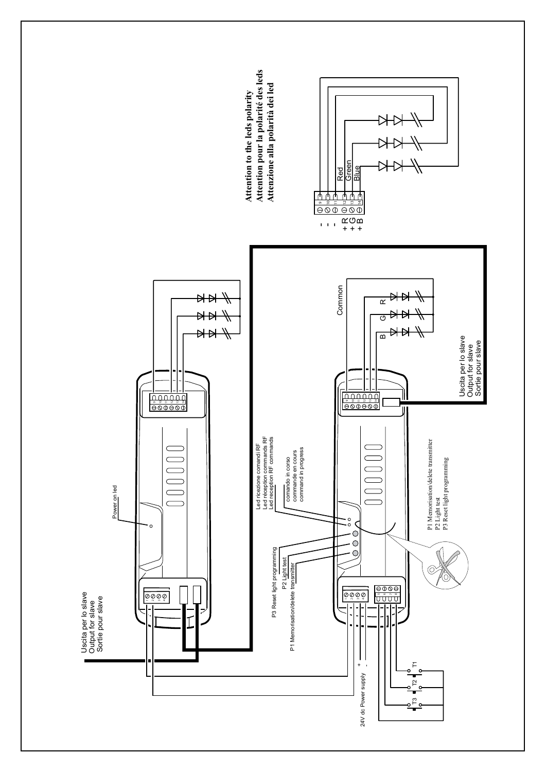Attention to the leds polarity
Attention pour la polarité des leds
Attenzione alla polarità dei led

Red
Green
Blue

\-
\-
\-
\+ R
\+ G
\+ B

Uscita per lo slave
Output for slave
Sortie pour slave

Power on led

Common

R
G
B

Uscita per lo slave
Output for slave
Sortie pour slave

Led ricezione comandi RF
Led réception commands RF
Led reception RF commands

comando in corso
commande en cours
command in progress

P3 Reset light programming
P2 Light test
P1 Memorisation/delete transmitter

P1 Memorisation/delete transmitter
P2 Light test
P3 Reset light programming

24V dc Power supply
\+
\-

T1
T2
T3